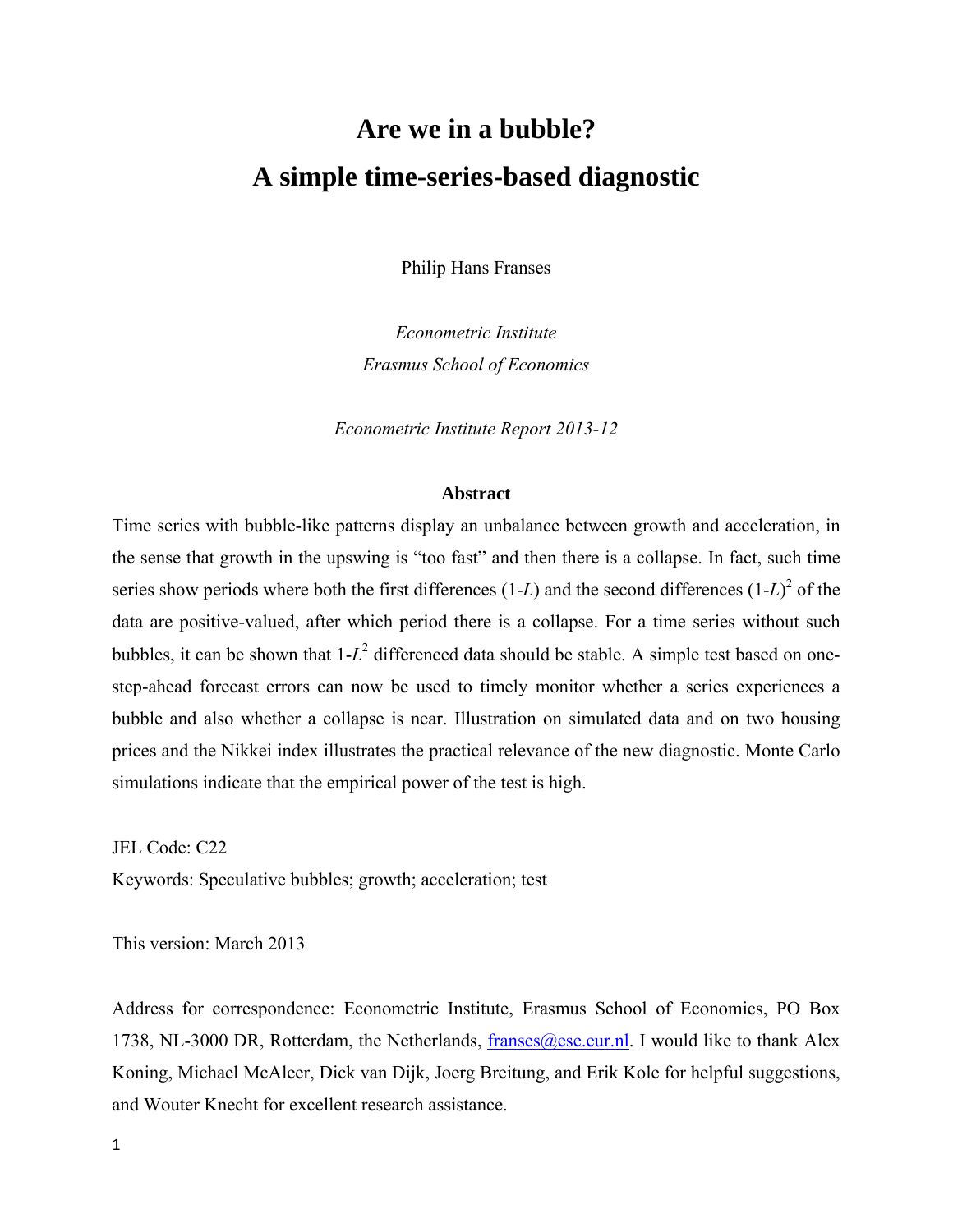# Are we in a bubble?

# A simple time-series-based diagnostic

Philip Hans Franses

*Econometric Institute*

*Erasmus School of Economics*

*Econometric Institute Report 2013-12*

## Abstract

Time series with bubble-like patterns display an unbalance between growth and acceleration, in the sense that growth in the upswing is "too fast" and then there is a collapse. In fact, such time series show periods where both the first differences ($1$-$L$) and the second differences $(1$-$L)^2$ of the data are positive-valued, after which period there is a collapse. For a time series without such bubbles, it can be shown that $1$-$L^2$ differenced data should be stable. A simple test based on one-step-ahead forecast errors can now be used to timely monitor whether a series experiences a bubble and also whether a collapse is near. Illustration on simulated data and on two housing prices and the Nikkei index illustrates the practical relevance of the new diagnostic. Monte Carlo simulations indicate that the empirical power of the test is high.

JEL Code: C22

Keywords: Speculative bubbles; growth; acceleration; test

This version: March 2013

Address for correspondence: Econometric Institute, Erasmus School of Economics, PO Box 1738, NL-3000 DR, Rotterdam, the Netherlands, franses@ese.eur.nl. I would like to thank Alex Koning, Michael McAleer, Dick van Dijk, Joerg Breitung, and Erik Kole for helpful suggestions, and Wouter Knecht for excellent research assistance.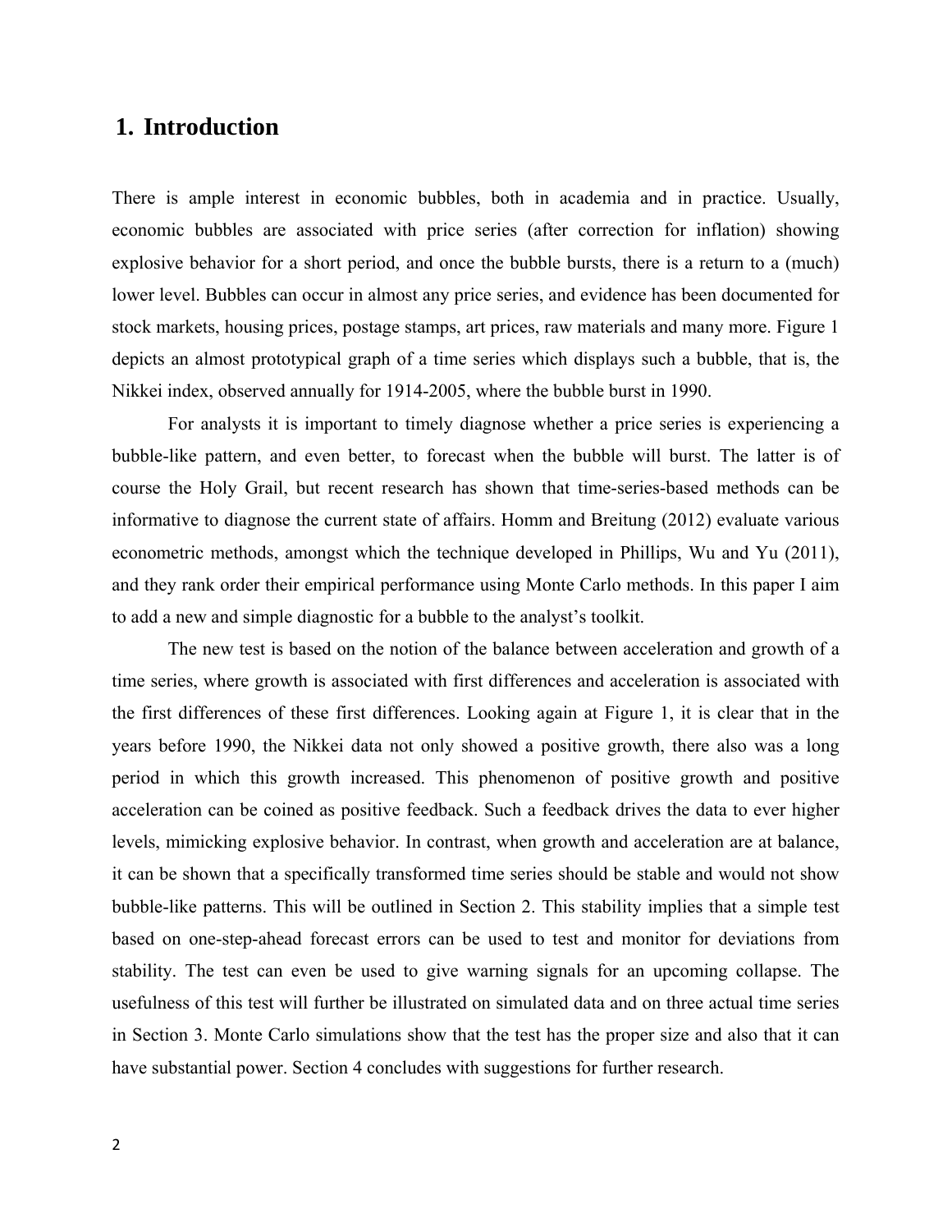# 1. Introduction

There is ample interest in economic bubbles, both in academia and in practice. Usually, economic bubbles are associated with price series (after correction for inflation) showing explosive behavior for a short period, and once the bubble bursts, there is a return to a (much) lower level. Bubbles can occur in almost any price series, and evidence has been documented for stock markets, housing prices, postage stamps, art prices, raw materials and many more. Figure 1 depicts an almost prototypical graph of a time series which displays such a bubble, that is, the Nikkei index, observed annually for 1914-2005, where the bubble burst in 1990.

For analysts it is important to timely diagnose whether a price series is experiencing a bubble-like pattern, and even better, to forecast when the bubble will burst. The latter is of course the Holy Grail, but recent research has shown that time-series-based methods can be informative to diagnose the current state of affairs. Homm and Breitung (2012) evaluate various econometric methods, amongst which the technique developed in Phillips, Wu and Yu (2011), and they rank order their empirical performance using Monte Carlo methods. In this paper I aim to add a new and simple diagnostic for a bubble to the analyst's toolkit.

The new test is based on the notion of the balance between acceleration and growth of a time series, where growth is associated with first differences and acceleration is associated with the first differences of these first differences. Looking again at Figure 1, it is clear that in the years before 1990, the Nikkei data not only showed a positive growth, there also was a long period in which this growth increased. This phenomenon of positive growth and positive acceleration can be coined as positive feedback. Such a feedback drives the data to ever higher levels, mimicking explosive behavior. In contrast, when growth and acceleration are at balance, it can be shown that a specifically transformed time series should be stable and would not show bubble-like patterns. This will be outlined in Section 2. This stability implies that a simple test based on one-step-ahead forecast errors can be used to test and monitor for deviations from stability. The test can even be used to give warning signals for an upcoming collapse. The usefulness of this test will further be illustrated on simulated data and on three actual time series in Section 3. Monte Carlo simulations show that the test has the proper size and also that it can have substantial power. Section 4 concludes with suggestions for further research.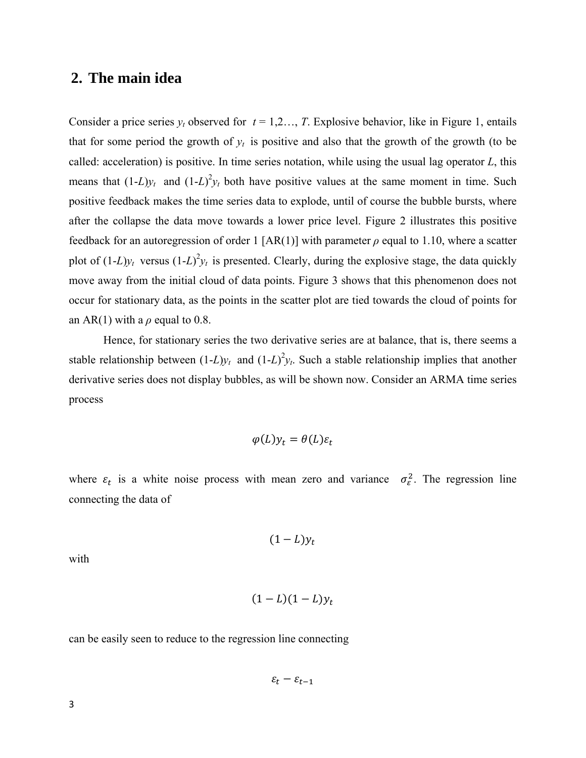## 2. The main idea

Consider a price series $y_t$ observed for $t = 1,2\ldots, T$. Explosive behavior, like in Figure 1, entails that for some period the growth of $y_t$ is positive and also that the growth of the growth (to be called: acceleration) is positive. In time series notation, while using the usual lag operator $L$, this means that $(1-L)y_t$ and $(1-L)^2y_t$ both have positive values at the same moment in time. Such positive feedback makes the time series data to explode, until of course the bubble bursts, where after the collapse the data move towards a lower price level. Figure 2 illustrates this positive feedback for an autoregression of order 1 [AR(1)] with parameter $\rho$ equal to 1.10, where a scatter plot of $(1-L)y_t$ versus $(1-L)^2y_t$ is presented. Clearly, during the explosive stage, the data quickly move away from the initial cloud of data points. Figure 3 shows that this phenomenon does not occur for stationary data, as the points in the scatter plot are tied towards the cloud of points for an AR(1) with a $\rho$ equal to 0.8.

Hence, for stationary series the two derivative series are at balance, that is, there seems a stable relationship between $(1-L)y_t$ and $(1-L)^2y_t$. Such a stable relationship implies that another derivative series does not display bubbles, as will be shown now. Consider an ARMA time series process

$$\varphi(L)y_t = \theta(L)\varepsilon_t$$

where $\varepsilon_t$ is a white noise process with mean zero and variance $\sigma_\varepsilon^2$. The regression line connecting the data of

$$(1-L)y_t$$

with

$$(1-L)(1-L)y_t$$

can be easily seen to reduce to the regression line connecting

$$\varepsilon_t - \varepsilon_{t-1}$$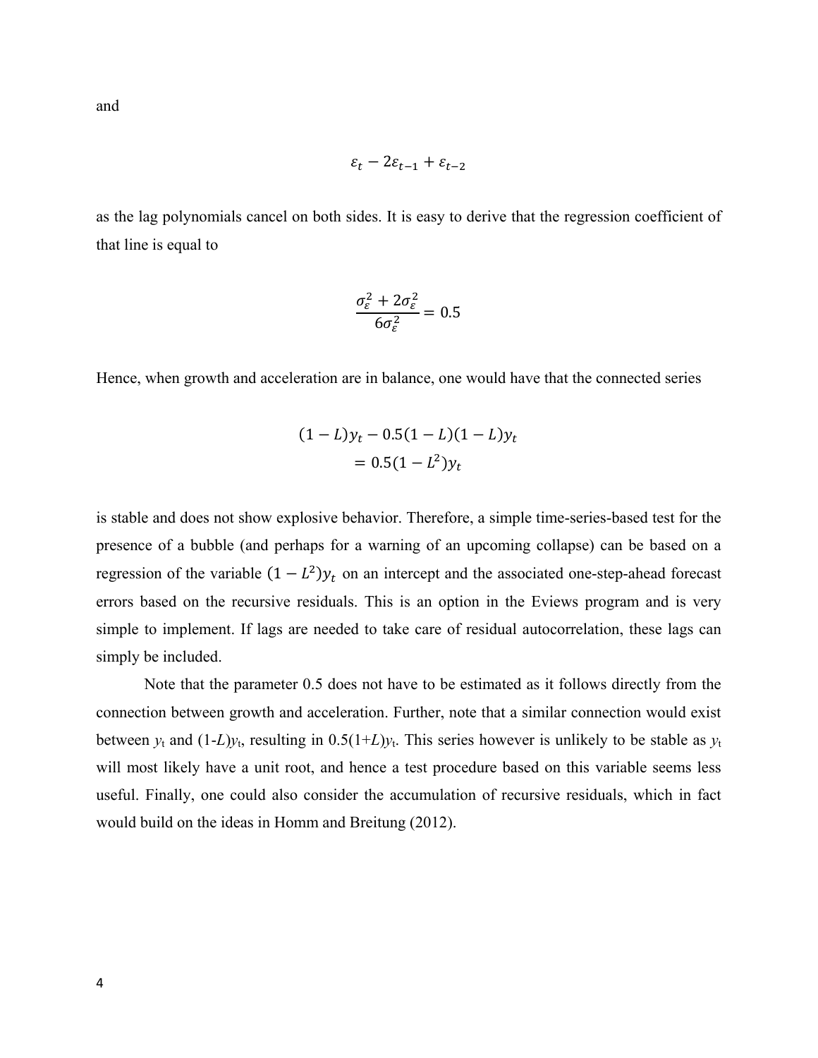and

$$\varepsilon_t - 2\varepsilon_{t-1} + \varepsilon_{t-2}$$

as the lag polynomials cancel on both sides. It is easy to derive that the regression coefficient of that line is equal to

$$\frac{\sigma_\varepsilon^2 + 2\sigma_\varepsilon^2}{6\sigma_\varepsilon^2} = 0.5$$

Hence, when growth and acceleration are in balance, one would have that the connected series

$$\begin{aligned}(1-L)y_t - 0.5(1-L)(1-L)y_t \\ = 0.5(1-L^2)y_t\end{aligned}$$

is stable and does not show explosive behavior. Therefore, a simple time-series-based test for the presence of a bubble (and perhaps for a warning of an upcoming collapse) can be based on a regression of the variable $(1-L^2)y_t$ on an intercept and the associated one-step-ahead forecast errors based on the recursive residuals. This is an option in the Eviews program and is very simple to implement. If lags are needed to take care of residual autocorrelation, these lags can simply be included.

Note that the parameter 0.5 does not have to be estimated as it follows directly from the connection between growth and acceleration. Further, note that a similar connection would exist between $y_t$ and $(1\text{-}L)y_t$, resulting in $0.5(1\text{+}L)y_t$. This series however is unlikely to be stable as $y_t$ will most likely have a unit root, and hence a test procedure based on this variable seems less useful. Finally, one could also consider the accumulation of recursive residuals, which in fact would build on the ideas in Homm and Breitung (2012).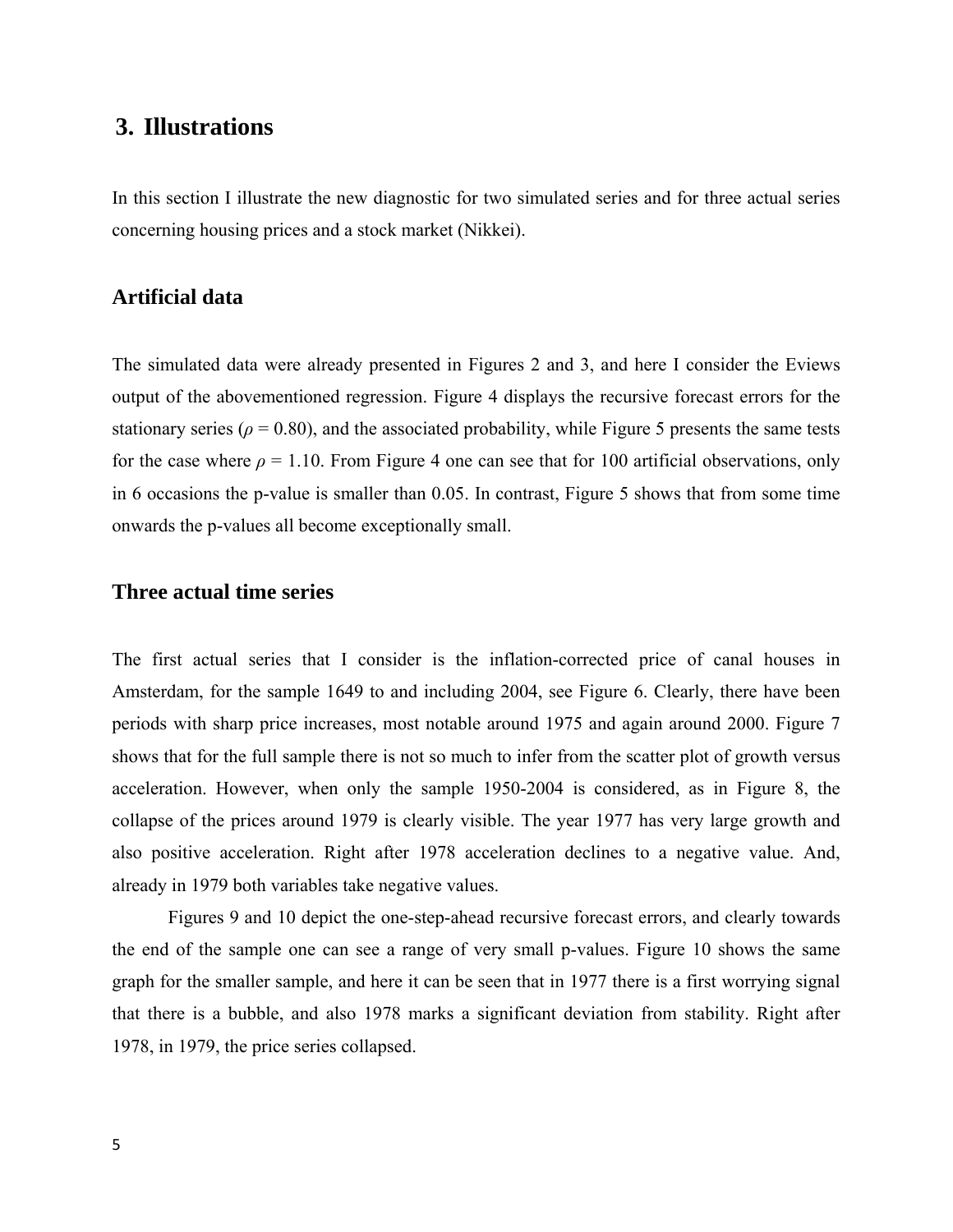## 3. Illustrations

In this section I illustrate the new diagnostic for two simulated series and for three actual series concerning housing prices and a stock market (Nikkei).

### Artificial data

The simulated data were already presented in Figures 2 and 3, and here I consider the Eviews output of the abovementioned regression. Figure 4 displays the recursive forecast errors for the stationary series ($\rho = 0.80$), and the associated probability, while Figure 5 presents the same tests for the case where $\rho = 1.10$. From Figure 4 one can see that for 100 artificial observations, only in 6 occasions the p-value is smaller than 0.05. In contrast, Figure 5 shows that from some time onwards the p-values all become exceptionally small.

### Three actual time series

The first actual series that I consider is the inflation-corrected price of canal houses in Amsterdam, for the sample 1649 to and including 2004, see Figure 6. Clearly, there have been periods with sharp price increases, most notable around 1975 and again around 2000. Figure 7 shows that for the full sample there is not so much to infer from the scatter plot of growth versus acceleration. However, when only the sample 1950-2004 is considered, as in Figure 8, the collapse of the prices around 1979 is clearly visible. The year 1977 has very large growth and also positive acceleration. Right after 1978 acceleration declines to a negative value. And, already in 1979 both variables take negative values.

Figures 9 and 10 depict the one-step-ahead recursive forecast errors, and clearly towards the end of the sample one can see a range of very small p-values. Figure 10 shows the same graph for the smaller sample, and here it can be seen that in 1977 there is a first worrying signal that there is a bubble, and also 1978 marks a significant deviation from stability. Right after 1978, in 1979, the price series collapsed.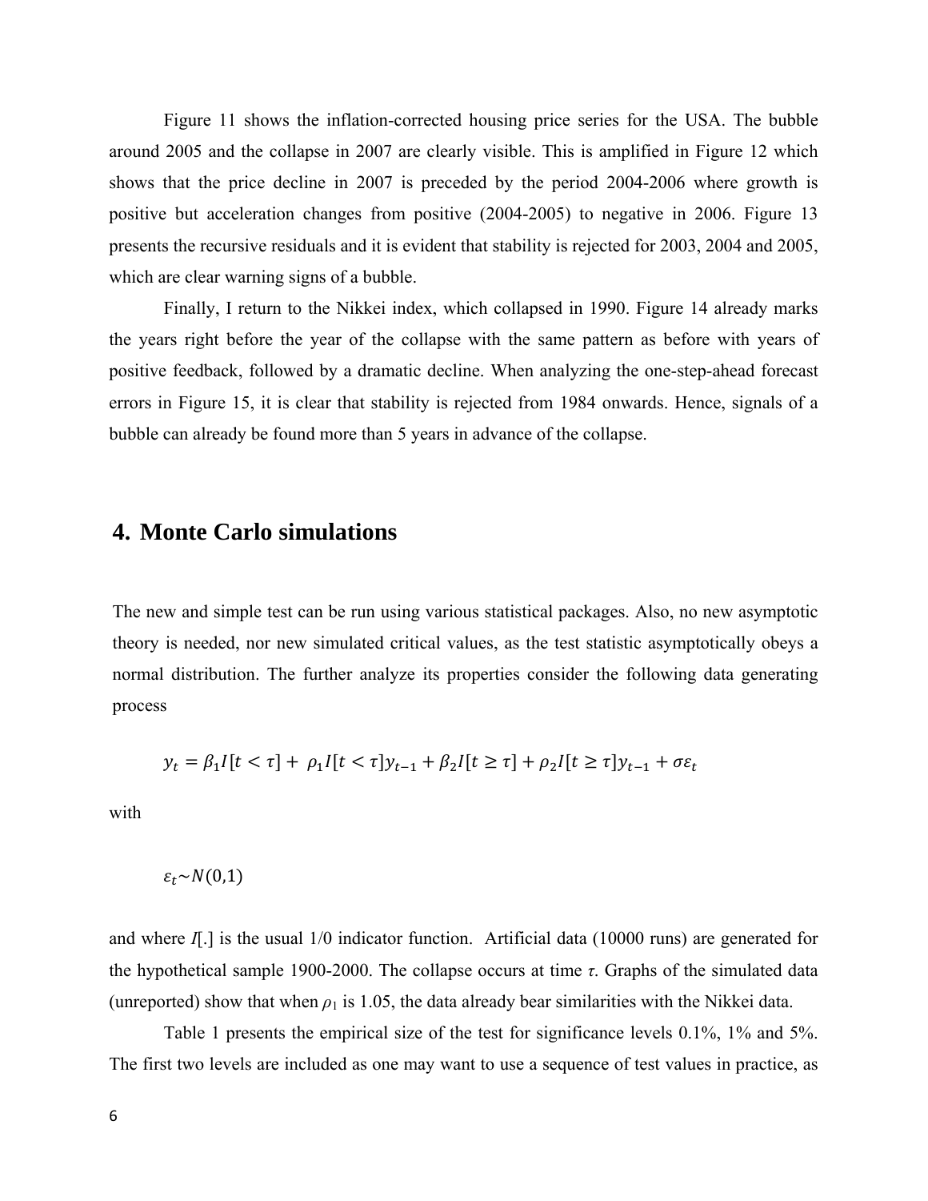Figure 11 shows the inflation-corrected housing price series for the USA. The bubble around 2005 and the collapse in 2007 are clearly visible. This is amplified in Figure 12 which shows that the price decline in 2007 is preceded by the period 2004-2006 where growth is positive but acceleration changes from positive (2004-2005) to negative in 2006. Figure 13 presents the recursive residuals and it is evident that stability is rejected for 2003, 2004 and 2005, which are clear warning signs of a bubble.

Finally, I return to the Nikkei index, which collapsed in 1990. Figure 14 already marks the years right before the year of the collapse with the same pattern as before with years of positive feedback, followed by a dramatic decline. When analyzing the one-step-ahead forecast errors in Figure 15, it is clear that stability is rejected from 1984 onwards. Hence, signals of a bubble can already be found more than 5 years in advance of the collapse.

## 4. Monte Carlo simulations

The new and simple test can be run using various statistical packages. Also, no new asymptotic theory is needed, nor new simulated critical values, as the test statistic asymptotically obeys a normal distribution. The further analyze its properties consider the following data generating process

$$y_t = \beta_1 I[t < \tau] + \rho_1 I[t < \tau]y_{t-1} + \beta_2 I[t \geq \tau] + \rho_2 I[t \geq \tau]y_{t-1} + \sigma\varepsilon_t$$

with

$$\varepsilon_t \sim N(0,1)$$

and where $I[.]$ is the usual 1/0 indicator function. Artificial data (10000 runs) are generated for the hypothetical sample 1900-2000. The collapse occurs at time $\tau$. Graphs of the simulated data (unreported) show that when $\rho_1$ is 1.05, the data already bear similarities with the Nikkei data.

Table 1 presents the empirical size of the test for significance levels 0.1%, 1% and 5%. The first two levels are included as one may want to use a sequence of test values in practice, as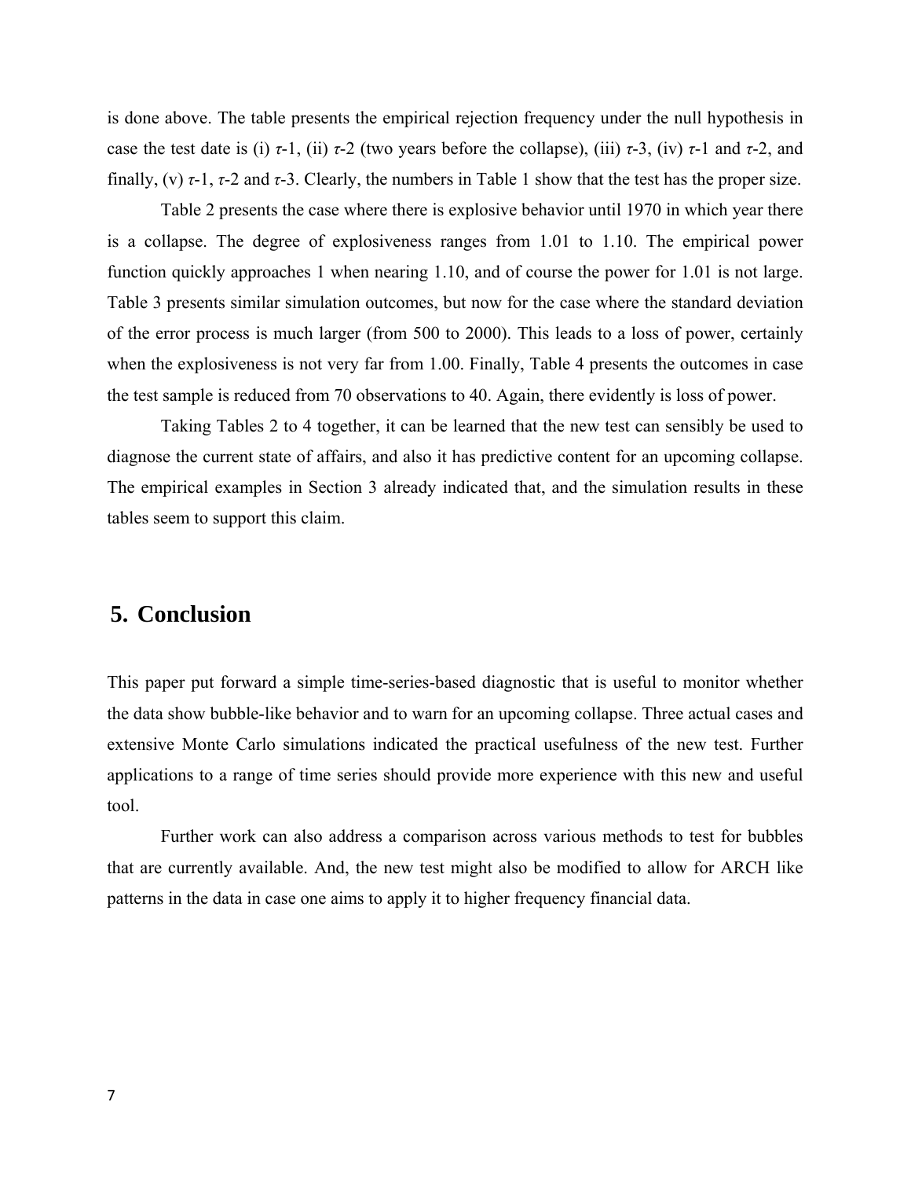is done above. The table presents the empirical rejection frequency under the null hypothesis in case the test date is (i) $\tau$-1, (ii) $\tau$-2 (two years before the collapse), (iii) $\tau$-3, (iv) $\tau$-1 and $\tau$-2, and finally, (v) $\tau$-1, $\tau$-2 and $\tau$-3. Clearly, the numbers in Table 1 show that the test has the proper size.

Table 2 presents the case where there is explosive behavior until 1970 in which year there is a collapse. The degree of explosiveness ranges from 1.01 to 1.10. The empirical power function quickly approaches 1 when nearing 1.10, and of course the power for 1.01 is not large. Table 3 presents similar simulation outcomes, but now for the case where the standard deviation of the error process is much larger (from 500 to 2000). This leads to a loss of power, certainly when the explosiveness is not very far from 1.00. Finally, Table 4 presents the outcomes in case the test sample is reduced from 70 observations to 40. Again, there evidently is loss of power.

Taking Tables 2 to 4 together, it can be learned that the new test can sensibly be used to diagnose the current state of affairs, and also it has predictive content for an upcoming collapse. The empirical examples in Section 3 already indicated that, and the simulation results in these tables seem to support this claim.

## 5. Conclusion

This paper put forward a simple time-series-based diagnostic that is useful to monitor whether the data show bubble-like behavior and to warn for an upcoming collapse. Three actual cases and extensive Monte Carlo simulations indicated the practical usefulness of the new test. Further applications to a range of time series should provide more experience with this new and useful tool.

Further work can also address a comparison across various methods to test for bubbles that are currently available. And, the new test might also be modified to allow for ARCH like patterns in the data in case one aims to apply it to higher frequency financial data.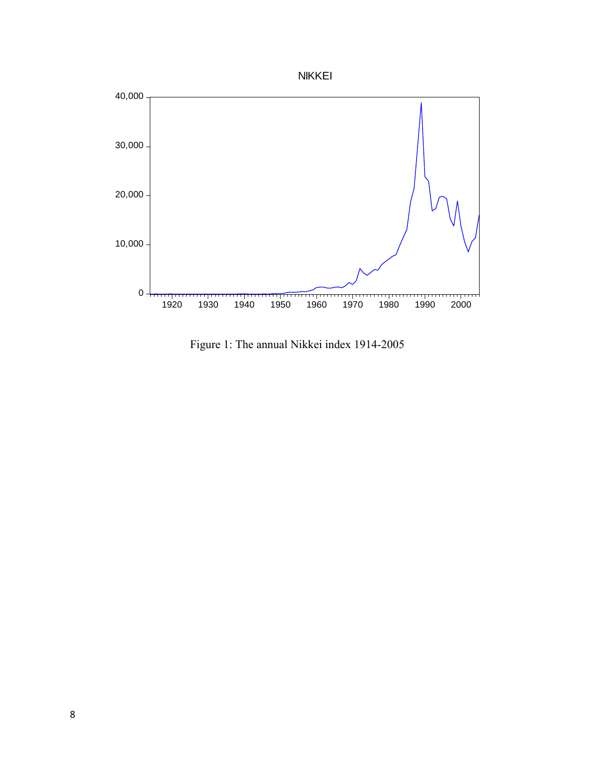Figure 1: The annual Nikkei index 1914-2005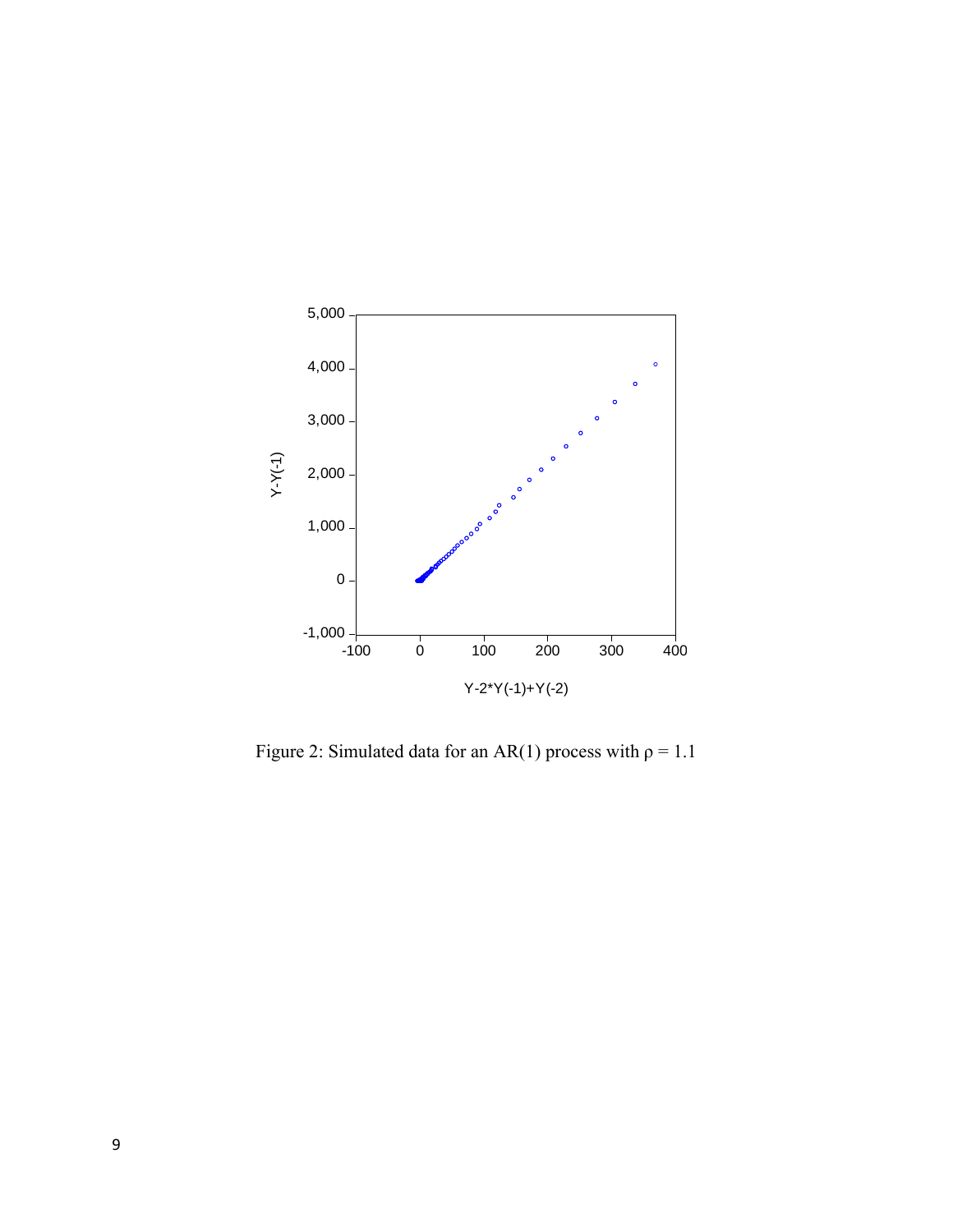Figure 2: Simulated data for an AR(1) process with $\rho = 1.1$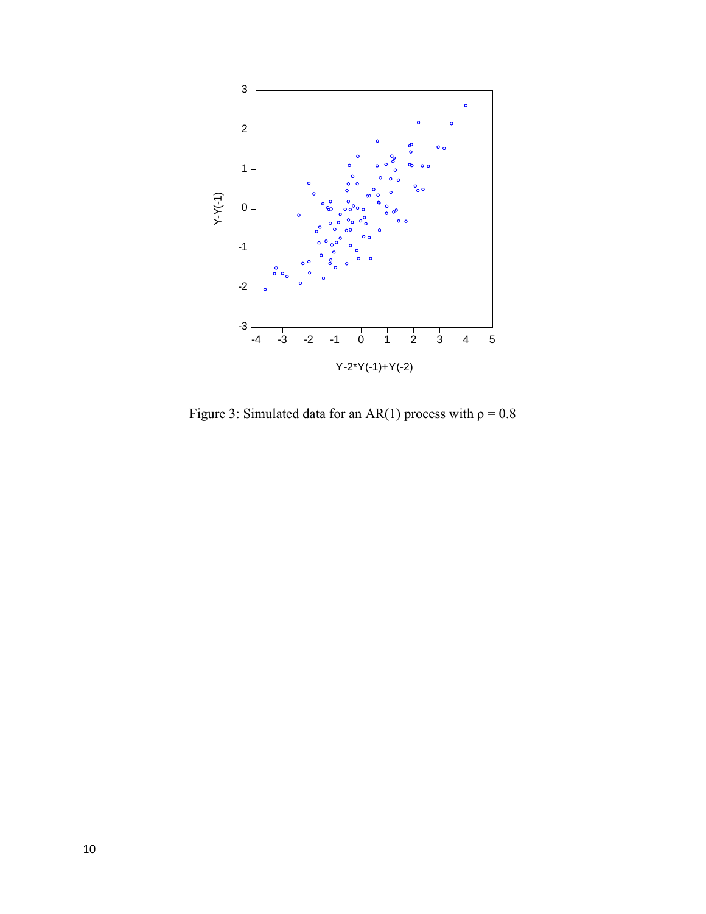Figure 3: Simulated data for an AR(1) process with ρ = 0.8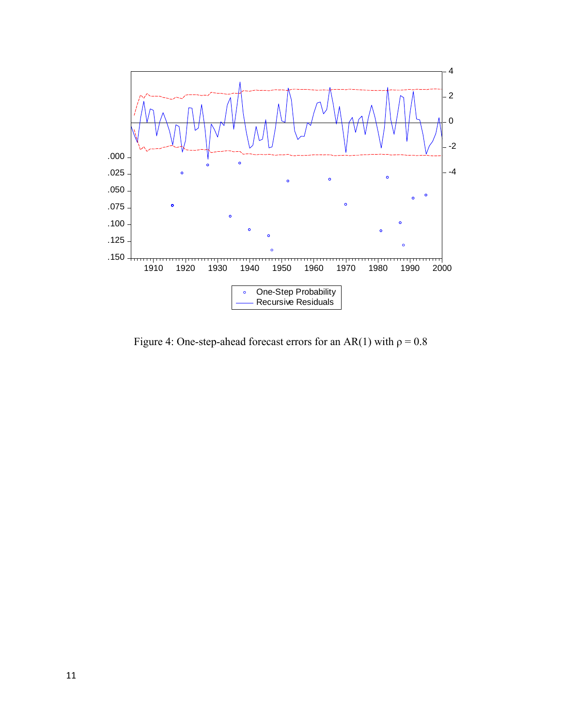Figure 4: One-step-ahead forecast errors for an AR(1) with ρ = 0.8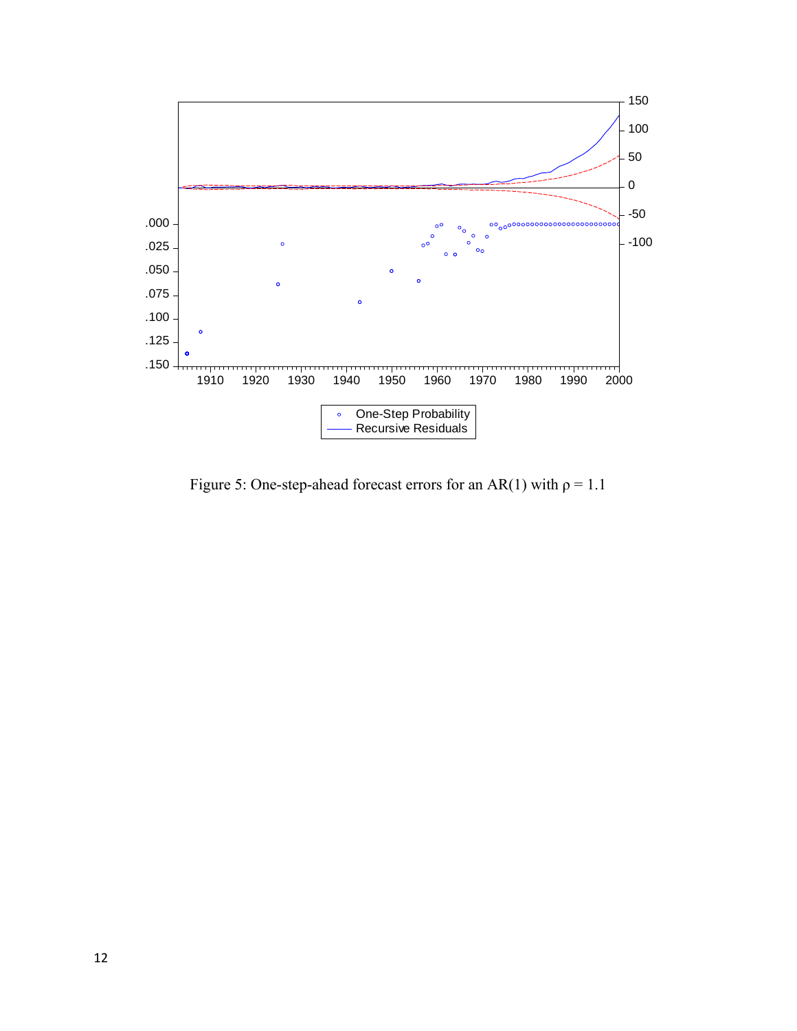Figure 5: One-step-ahead forecast errors for an AR(1) with ρ = 1.1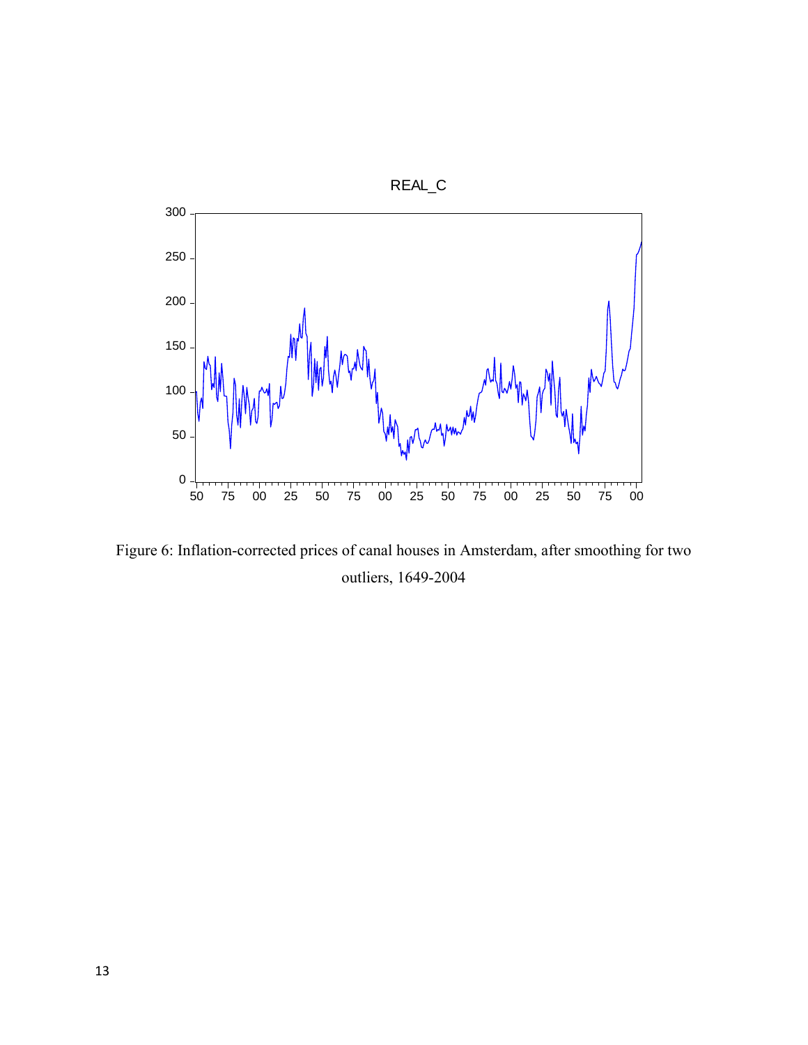Figure 6: Inflation-corrected prices of canal houses in Amsterdam, after smoothing for two outliers, 1649-2004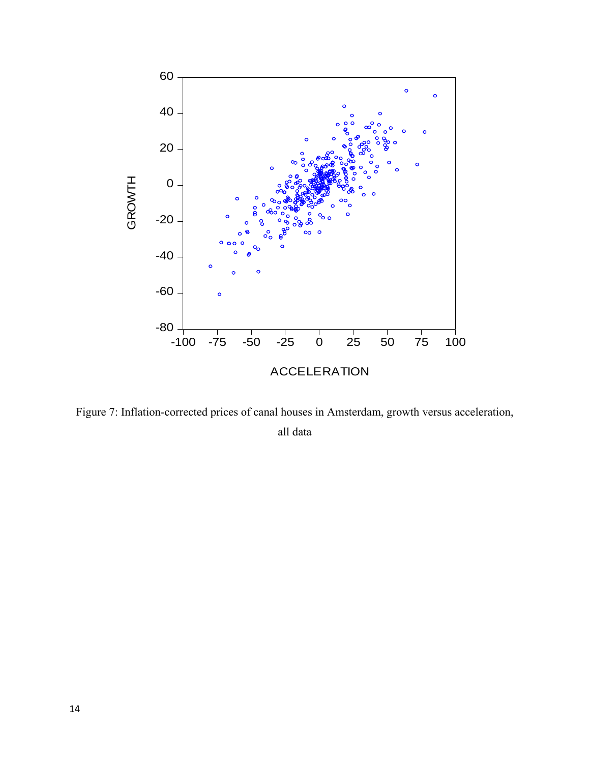Figure 7: Inflation-corrected prices of canal houses in Amsterdam, growth versus acceleration, all data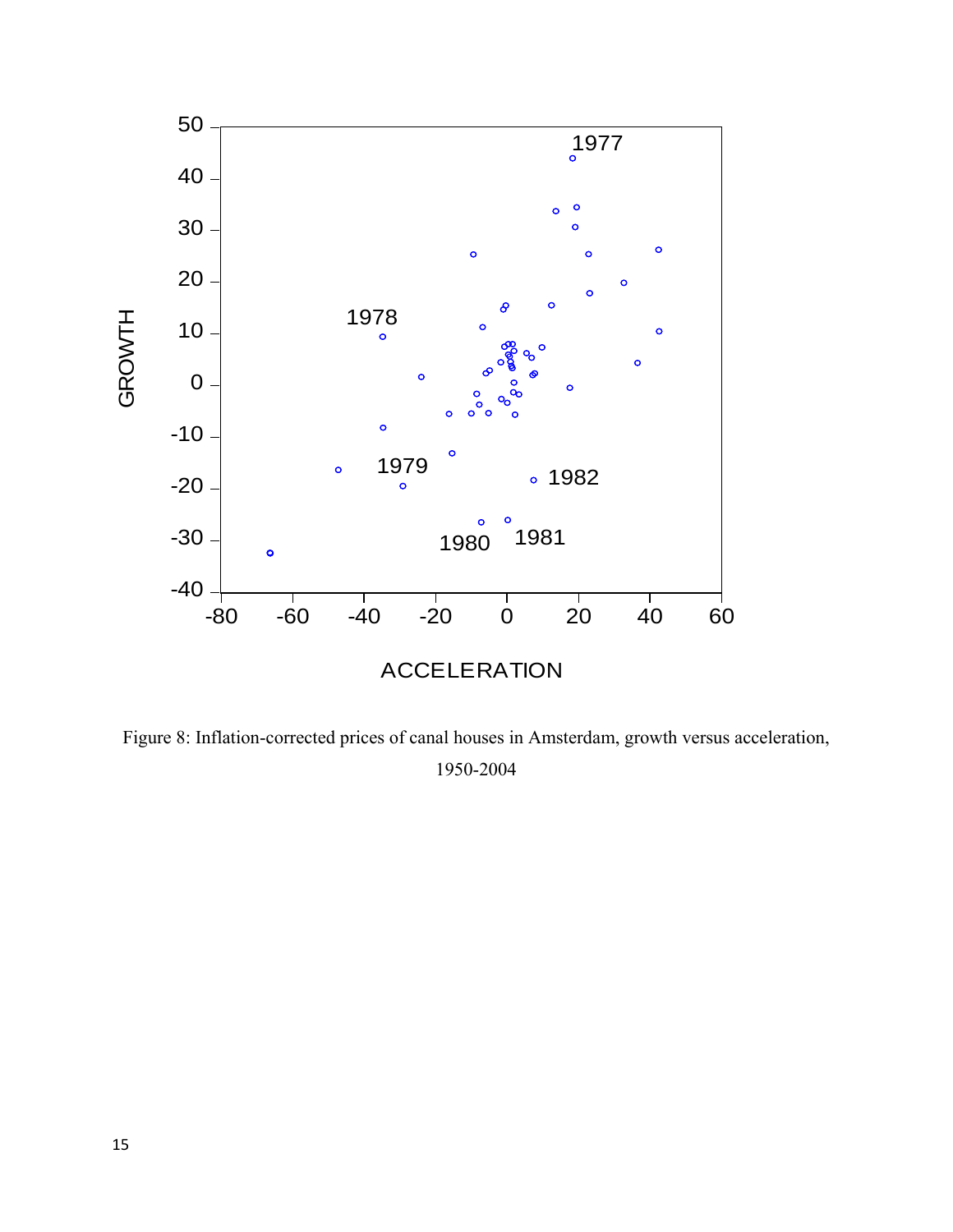Figure 8: Inflation-corrected prices of canal houses in Amsterdam, growth versus acceleration, 1950-2004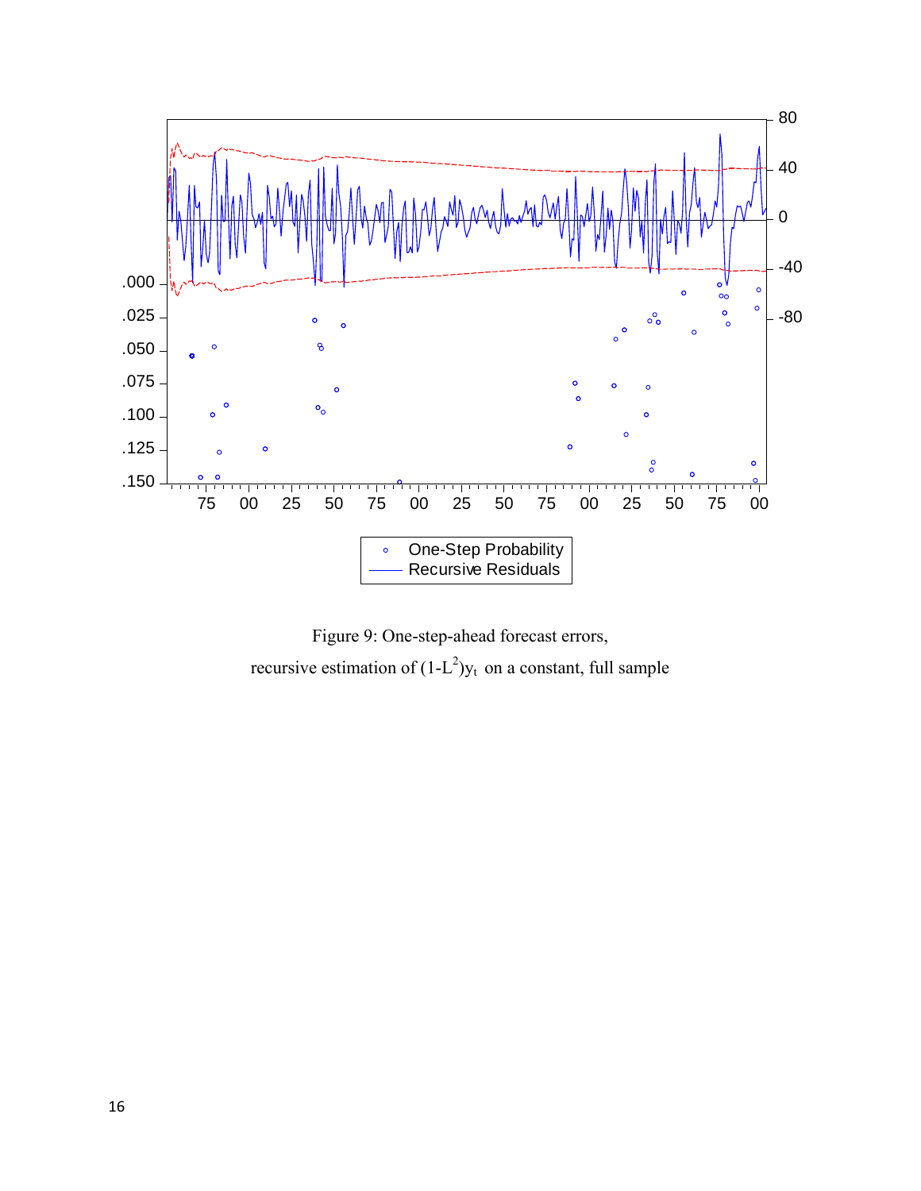Figure 9: One-step-ahead forecast errors,

recursive estimation of $(1\text{-}L^2)y_t$ on a constant, full sample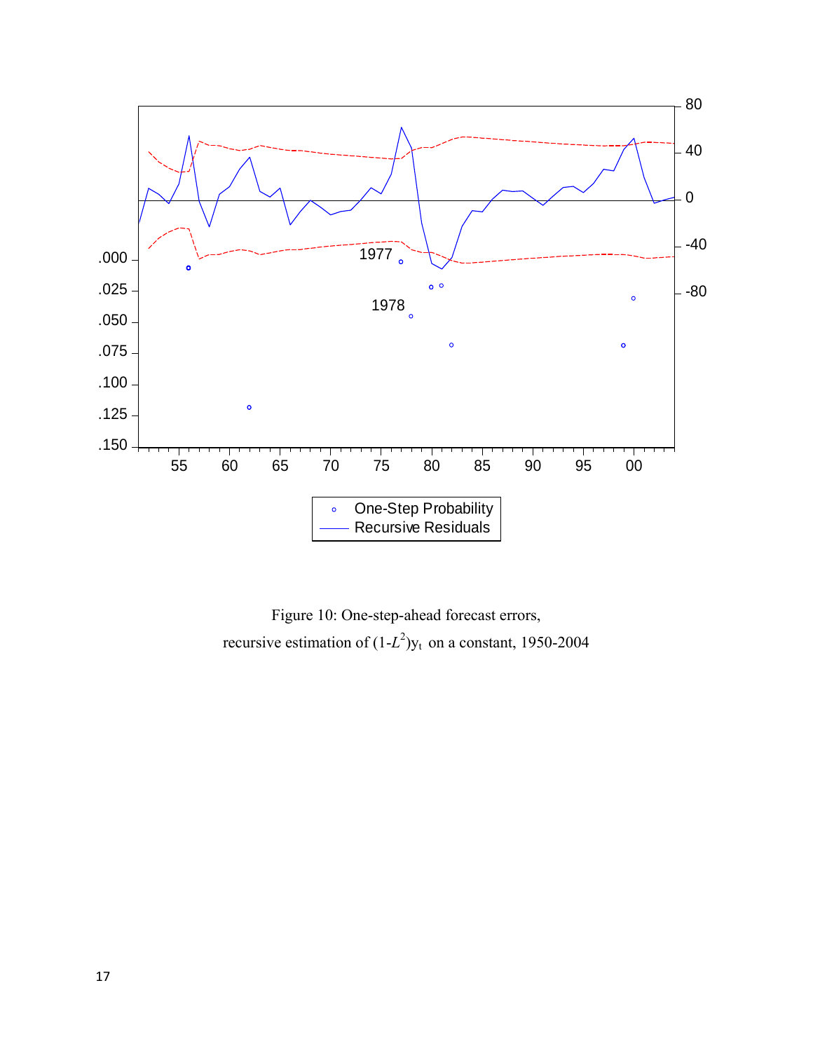Figure 10: One-step-ahead forecast errors,
recursive estimation of $(1\text{-}L^2)y_t$ on a constant, 1950-2004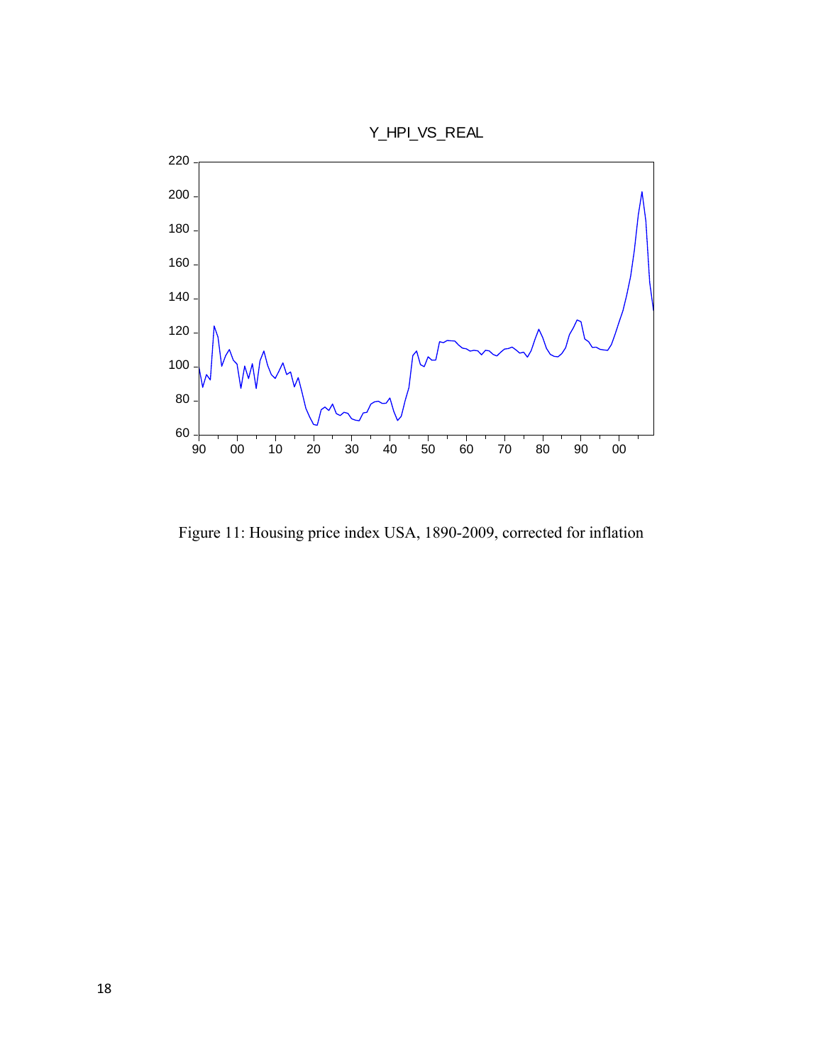Figure 11: Housing price index USA, 1890-2009, corrected for inflation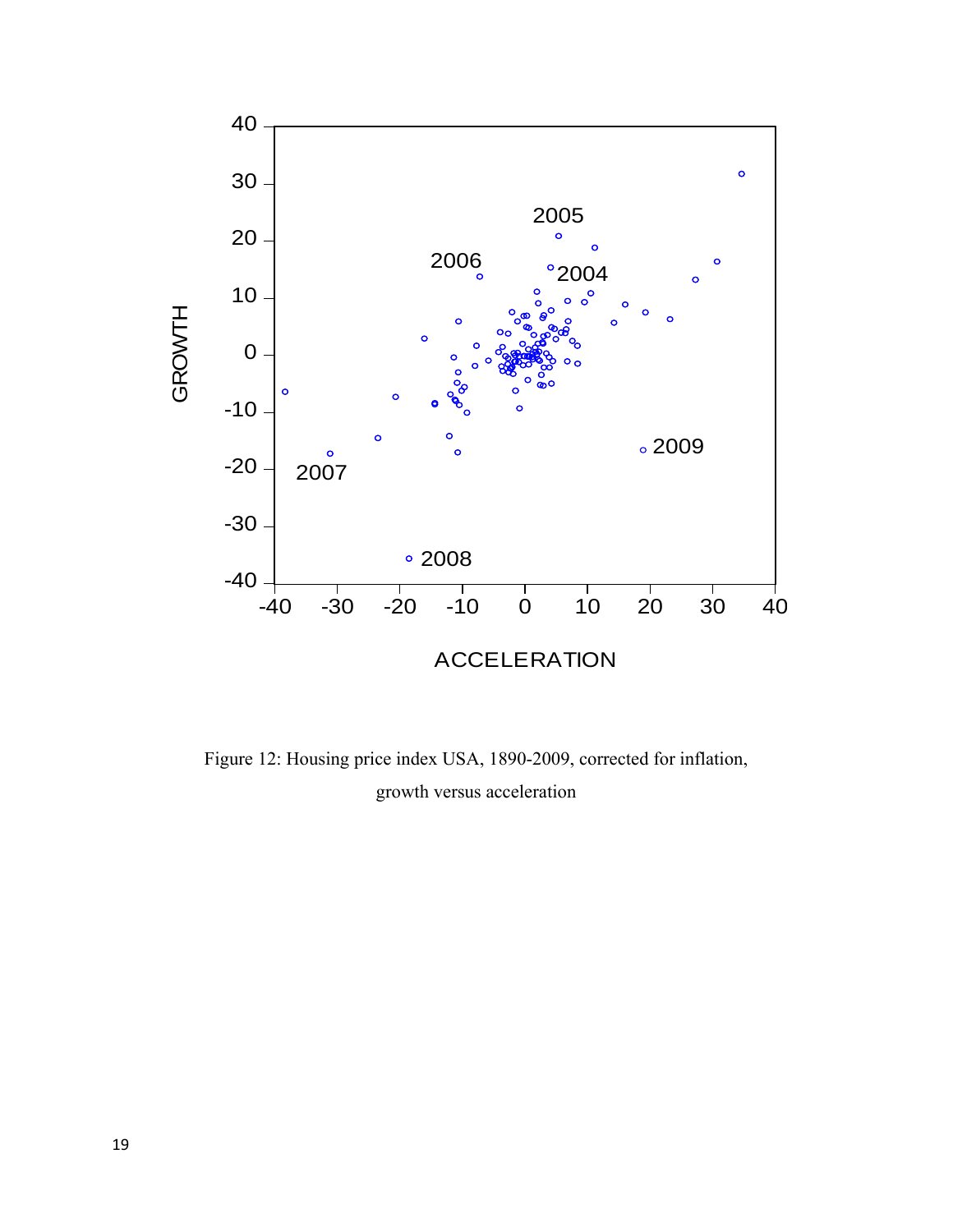Figure 12: Housing price index USA, 1890-2009, corrected for inflation, growth versus acceleration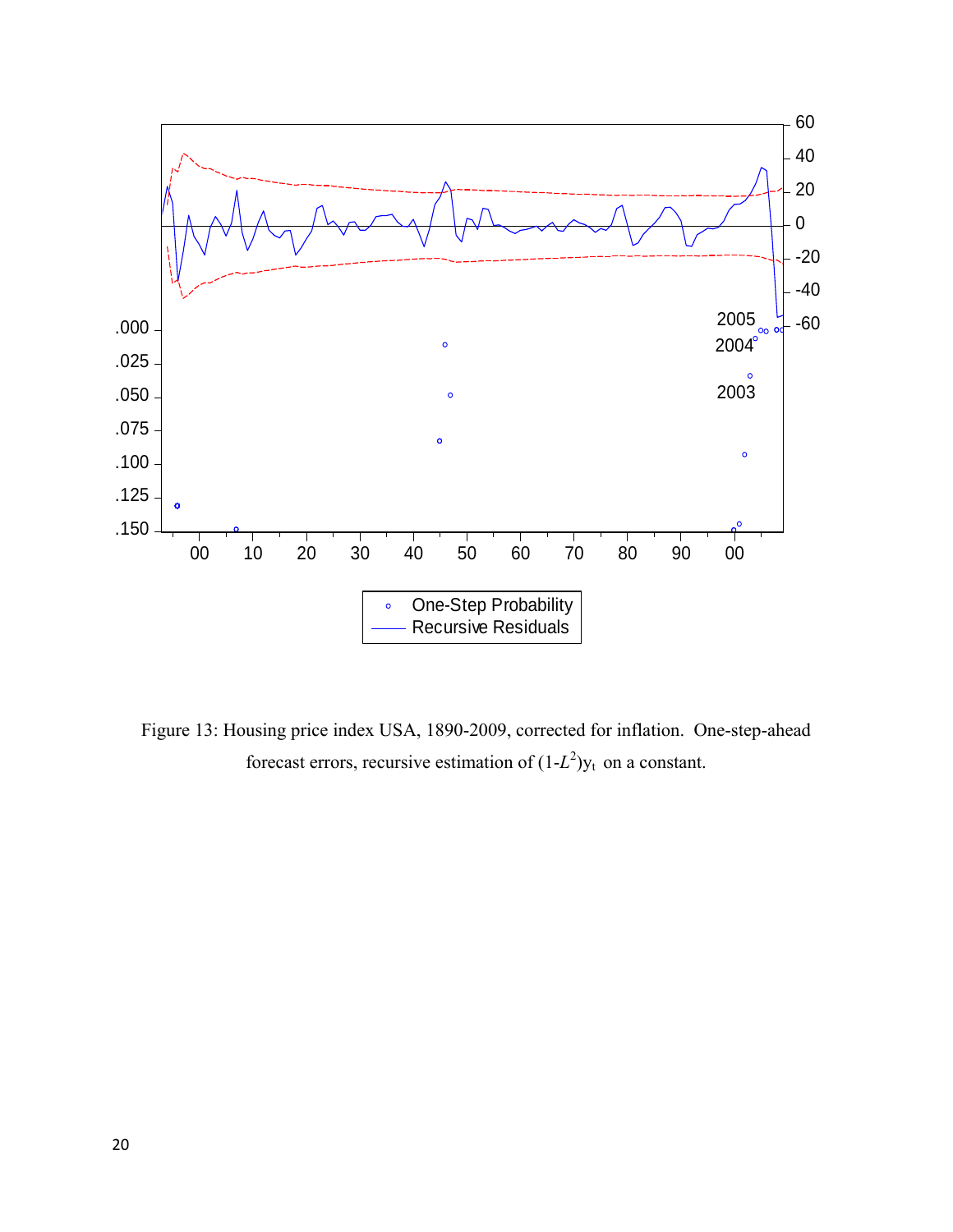Figure 13: Housing price index USA, 1890-2009, corrected for inflation. One-step-ahead forecast errors, recursive estimation of $(1-L^2)y_t$ on a constant.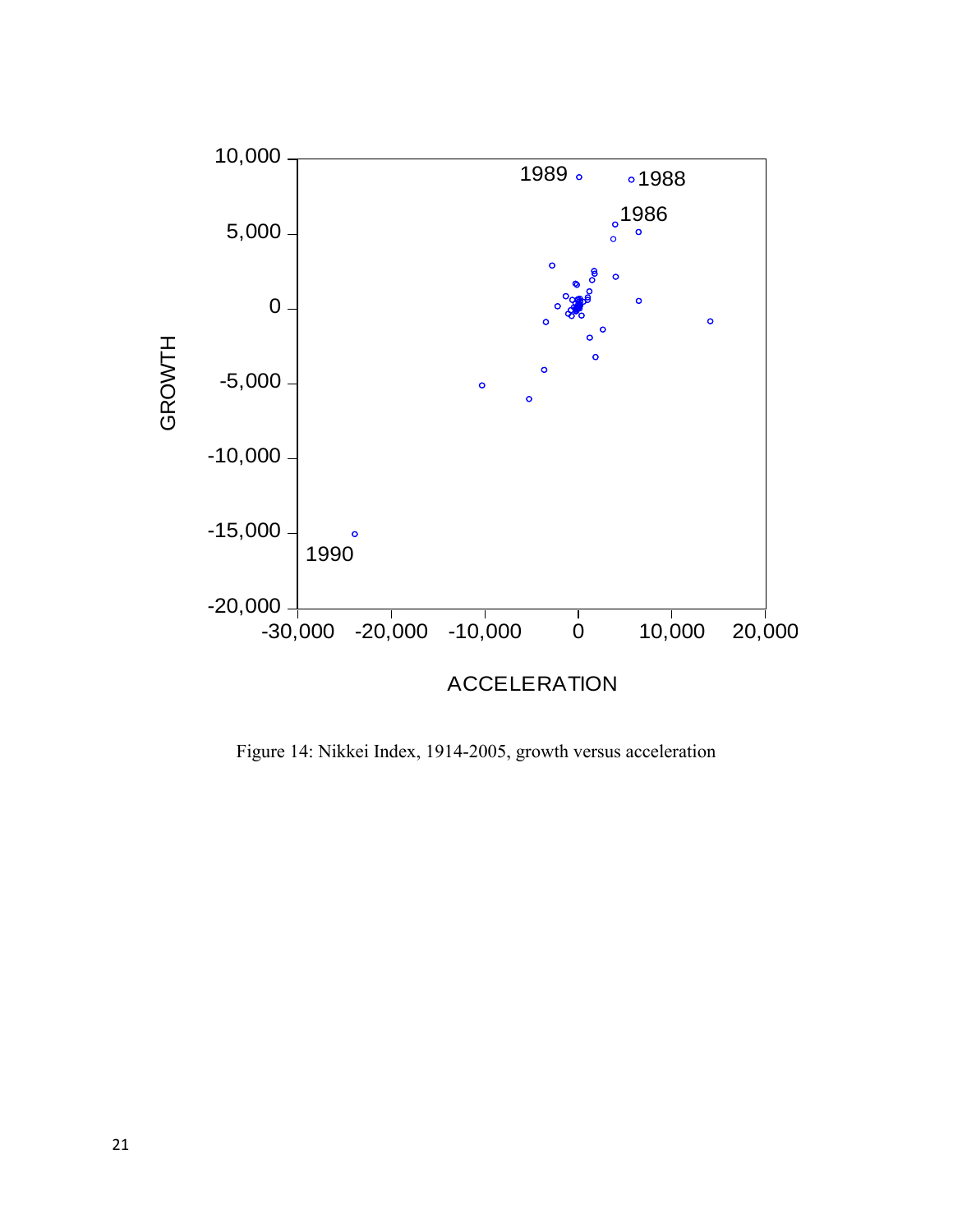Figure 14: Nikkei Index, 1914-2005, growth versus acceleration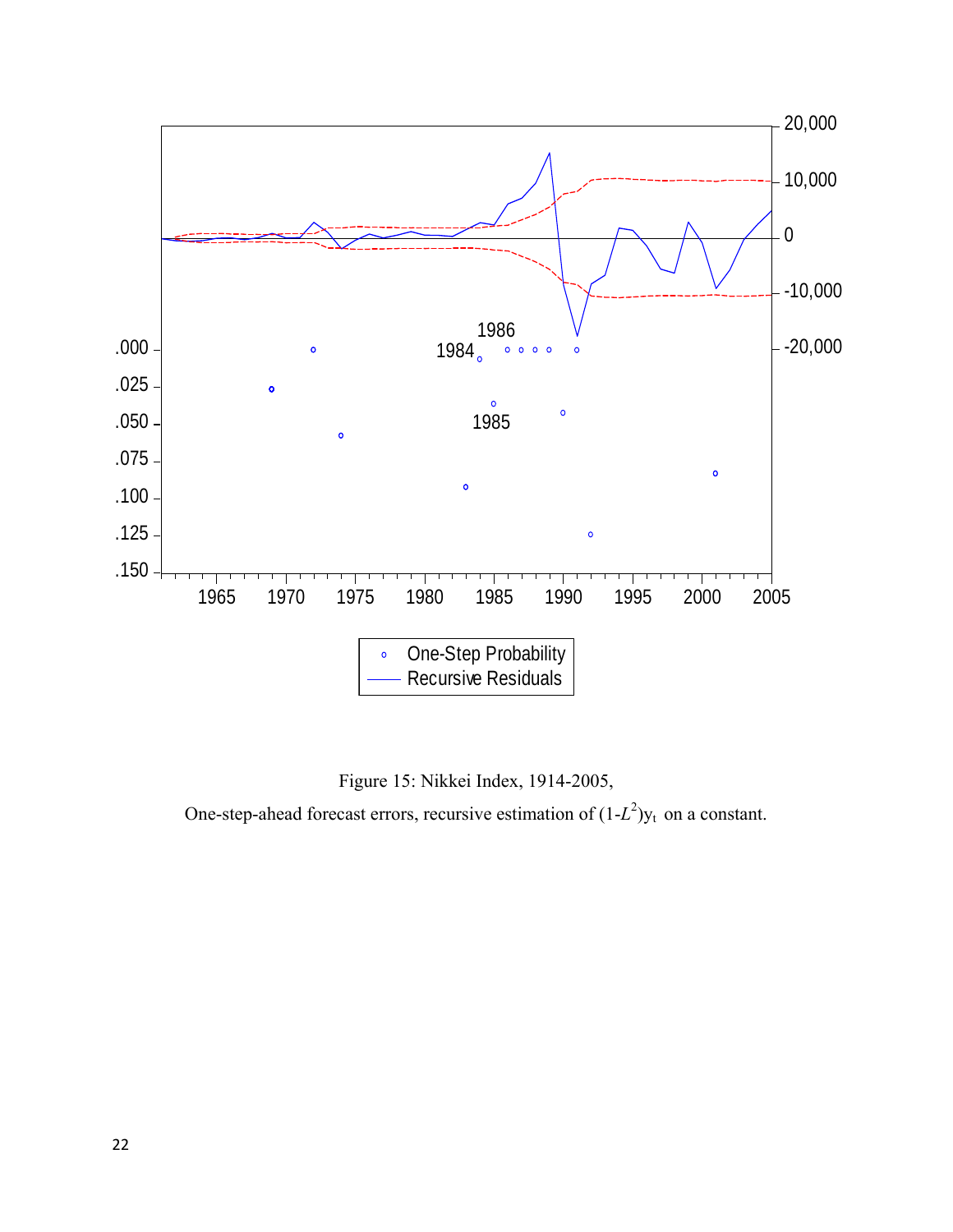Figure 15: Nikkei Index, 1914-2005,

One-step-ahead forecast errors, recursive estimation of $(1-L^2)y_t$ on a constant.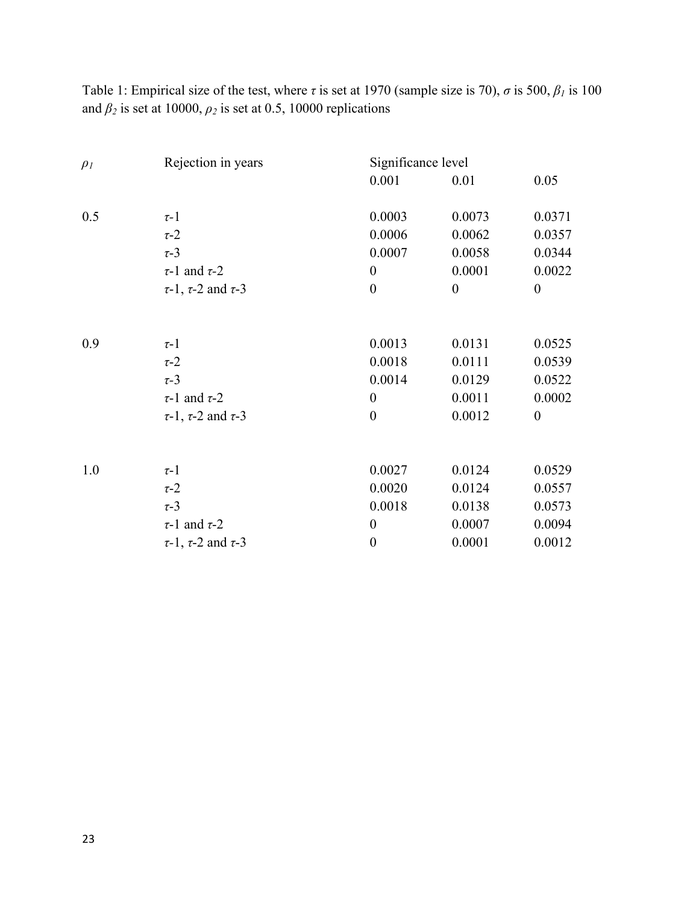Table 1: Empirical size of the test, where $\tau$ is set at 1970 (sample size is 70), $\sigma$ is 500, $\beta_1$ is 100 and $\beta_2$ is set at 10000, $\rho_2$ is set at 0.5, 10000 replications

| $\rho_1$ | Rejection in years | Significance level | | |
|---|---|---|---|---|
| | | 0.001 | 0.01 | 0.05 |
| 0.5 | $\tau$-1 | 0.0003 | 0.0073 | 0.0371 |
| | $\tau$-2 | 0.0006 | 0.0062 | 0.0357 |
| | $\tau$-3 | 0.0007 | 0.0058 | 0.0344 |
| | $\tau$-1 and $\tau$-2 | 0 | 0.0001 | 0.0022 |
| | $\tau$-1, $\tau$-2 and $\tau$-3 | 0 | 0 | 0 |
| 0.9 | $\tau$-1 | 0.0013 | 0.0131 | 0.0525 |
| | $\tau$-2 | 0.0018 | 0.0111 | 0.0539 |
| | $\tau$-3 | 0.0014 | 0.0129 | 0.0522 |
| | $\tau$-1 and $\tau$-2 | 0 | 0.0011 | 0.0002 |
| | $\tau$-1, $\tau$-2 and $\tau$-3 | 0 | 0.0012 | 0 |
| 1.0 | $\tau$-1 | 0.0027 | 0.0124 | 0.0529 |
| | $\tau$-2 | 0.0020 | 0.0124 | 0.0557 |
| | $\tau$-3 | 0.0018 | 0.0138 | 0.0573 |
| | $\tau$-1 and $\tau$-2 | 0 | 0.0007 | 0.0094 |
| | $\tau$-1, $\tau$-2 and $\tau$-3 | 0 | 0.0001 | 0.0012 |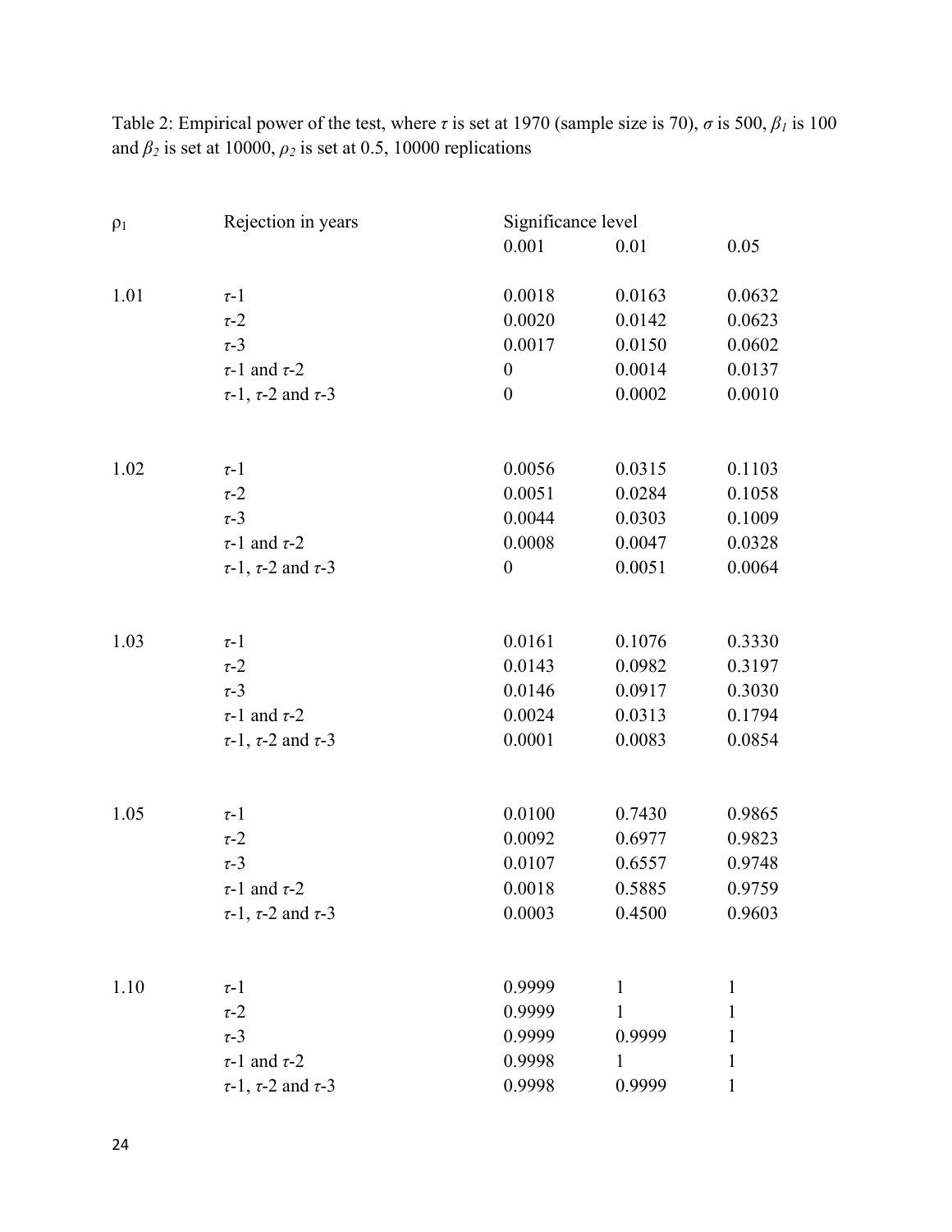Table 2: Empirical power of the test, where $\tau$ is set at 1970 (sample size is 70), $\sigma$ is 500, $\beta_1$ is 100 and $\beta_2$ is set at 10000, $\rho_2$ is set at 0.5, 10000 replications

| $\rho_1$ | Rejection in years | Significance level | | |
|---|---|---|---|---|
| | | 0.001 | 0.01 | 0.05 |
| 1.01 | $\tau$-1 | 0.0018 | 0.0163 | 0.0632 |
| | $\tau$-2 | 0.0020 | 0.0142 | 0.0623 |
| | $\tau$-3 | 0.0017 | 0.0150 | 0.0602 |
| | $\tau$-1 and $\tau$-2 | 0 | 0.0014 | 0.0137 |
| | $\tau$-1, $\tau$-2 and $\tau$-3 | 0 | 0.0002 | 0.0010 |
| 1.02 | $\tau$-1 | 0.0056 | 0.0315 | 0.1103 |
| | $\tau$-2 | 0.0051 | 0.0284 | 0.1058 |
| | $\tau$-3 | 0.0044 | 0.0303 | 0.1009 |
| | $\tau$-1 and $\tau$-2 | 0.0008 | 0.0047 | 0.0328 |
| | $\tau$-1, $\tau$-2 and $\tau$-3 | 0 | 0.0051 | 0.0064 |
| 1.03 | $\tau$-1 | 0.0161 | 0.1076 | 0.3330 |
| | $\tau$-2 | 0.0143 | 0.0982 | 0.3197 |
| | $\tau$-3 | 0.0146 | 0.0917 | 0.3030 |
| | $\tau$-1 and $\tau$-2 | 0.0024 | 0.0313 | 0.1794 |
| | $\tau$-1, $\tau$-2 and $\tau$-3 | 0.0001 | 0.0083 | 0.0854 |
| 1.05 | $\tau$-1 | 0.0100 | 0.7430 | 0.9865 |
| | $\tau$-2 | 0.0092 | 0.6977 | 0.9823 |
| | $\tau$-3 | 0.0107 | 0.6557 | 0.9748 |
| | $\tau$-1 and $\tau$-2 | 0.0018 | 0.5885 | 0.9759 |
| | $\tau$-1, $\tau$-2 and $\tau$-3 | 0.0003 | 0.4500 | 0.9603 |
| 1.10 | $\tau$-1 | 0.9999 | 1 | 1 |
| | $\tau$-2 | 0.9999 | 1 | 1 |
| | $\tau$-3 | 0.9999 | 0.9999 | 1 |
| | $\tau$-1 and $\tau$-2 | 0.9998 | 1 | 1 |
| | $\tau$-1, $\tau$-2 and $\tau$-3 | 0.9998 | 0.9999 | 1 |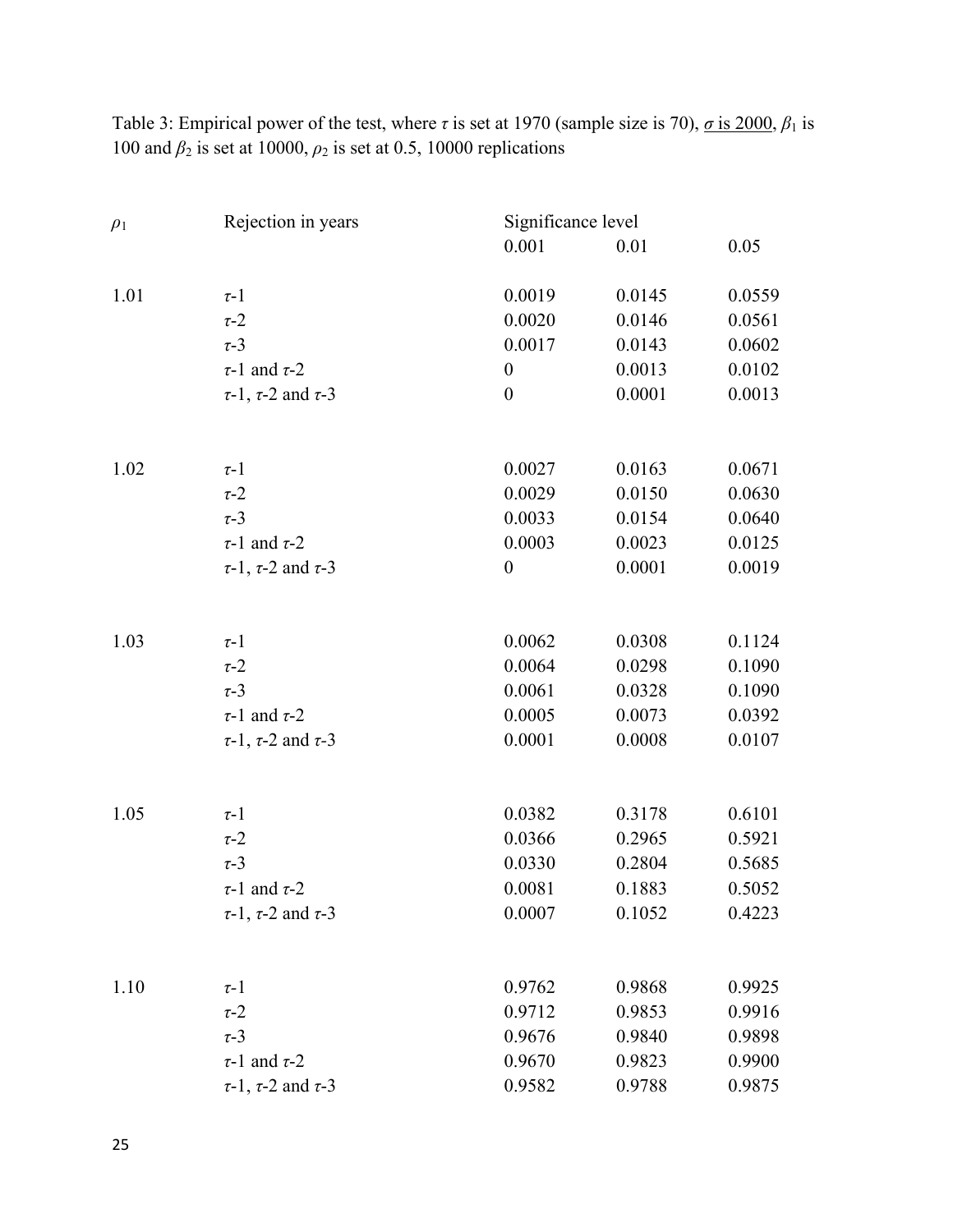Table 3: Empirical power of the test, where $\tau$ is set at 1970 (sample size is 70), <u>$\sigma$ is 2000</u>, $\beta_1$ is 100 and $\beta_2$ is set at 10000, $\rho_2$ is set at 0.5, 10000 replications

| $\rho_1$ | Rejection in years | Significance level | | |
|---|---|---|---|---|
| | | 0.001 | 0.01 | 0.05 |
| 1.01 | $\tau$-1 | 0.0019 | 0.0145 | 0.0559 |
| | $\tau$-2 | 0.0020 | 0.0146 | 0.0561 |
| | $\tau$-3 | 0.0017 | 0.0143 | 0.0602 |
| | $\tau$-1 and $\tau$-2 | 0 | 0.0013 | 0.0102 |
| | $\tau$-1, $\tau$-2 and $\tau$-3 | 0 | 0.0001 | 0.0013 |
| 1.02 | $\tau$-1 | 0.0027 | 0.0163 | 0.0671 |
| | $\tau$-2 | 0.0029 | 0.0150 | 0.0630 |
| | $\tau$-3 | 0.0033 | 0.0154 | 0.0640 |
| | $\tau$-1 and $\tau$-2 | 0.0003 | 0.0023 | 0.0125 |
| | $\tau$-1, $\tau$-2 and $\tau$-3 | 0 | 0.0001 | 0.0019 |
| 1.03 | $\tau$-1 | 0.0062 | 0.0308 | 0.1124 |
| | $\tau$-2 | 0.0064 | 0.0298 | 0.1090 |
| | $\tau$-3 | 0.0061 | 0.0328 | 0.1090 |
| | $\tau$-1 and $\tau$-2 | 0.0005 | 0.0073 | 0.0392 |
| | $\tau$-1, $\tau$-2 and $\tau$-3 | 0.0001 | 0.0008 | 0.0107 |
| 1.05 | $\tau$-1 | 0.0382 | 0.3178 | 0.6101 |
| | $\tau$-2 | 0.0366 | 0.2965 | 0.5921 |
| | $\tau$-3 | 0.0330 | 0.2804 | 0.5685 |
| | $\tau$-1 and $\tau$-2 | 0.0081 | 0.1883 | 0.5052 |
| | $\tau$-1, $\tau$-2 and $\tau$-3 | 0.0007 | 0.1052 | 0.4223 |
| 1.10 | $\tau$-1 | 0.9762 | 0.9868 | 0.9925 |
| | $\tau$-2 | 0.9712 | 0.9853 | 0.9916 |
| | $\tau$-3 | 0.9676 | 0.9840 | 0.9898 |
| | $\tau$-1 and $\tau$-2 | 0.9670 | 0.9823 | 0.9900 |
| | $\tau$-1, $\tau$-2 and $\tau$-3 | 0.9582 | 0.9788 | 0.9875 |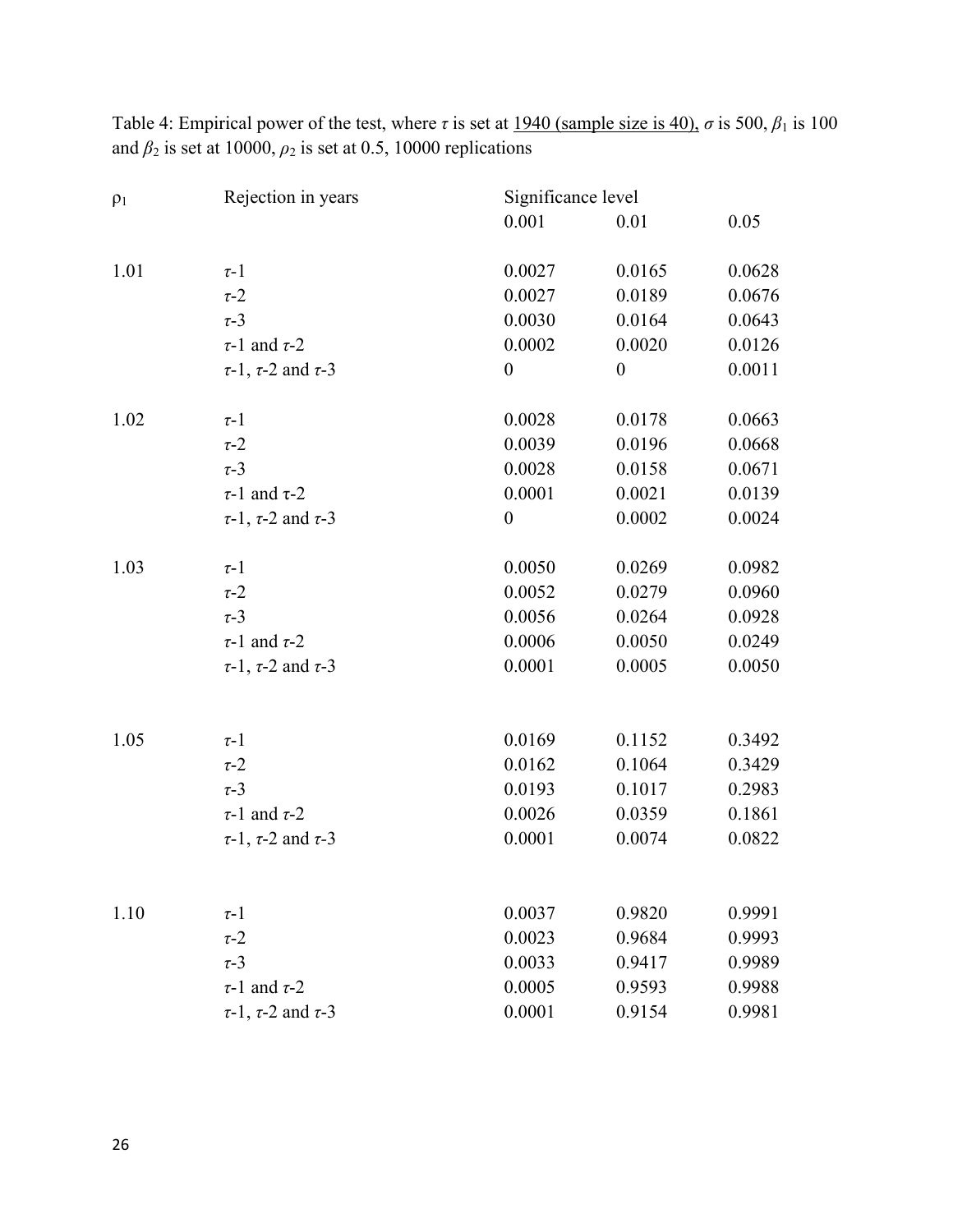Table 4: Empirical power of the test, where $\tau$ is set at <u>1940 (sample size is 40),</u> $\sigma$ is 500, $\beta_1$ is 100 and $\beta_2$ is set at 10000, $\rho_2$ is set at 0.5, 10000 replications

| $\rho_1$ | Rejection in years | Significance level | | |
|---|---|---|---|---|
| | | 0.001 | 0.01 | 0.05 |
| 1.01 | $\tau$-1 | 0.0027 | 0.0165 | 0.0628 |
| | $\tau$-2 | 0.0027 | 0.0189 | 0.0676 |
| | $\tau$-3 | 0.0030 | 0.0164 | 0.0643 |
| | $\tau$-1 and $\tau$-2 | 0.0002 | 0.0020 | 0.0126 |
| | $\tau$-1, $\tau$-2 and $\tau$-3 | 0 | 0 | 0.0011 |
| 1.02 | $\tau$-1 | 0.0028 | 0.0178 | 0.0663 |
| | $\tau$-2 | 0.0039 | 0.0196 | 0.0668 |
| | $\tau$-3 | 0.0028 | 0.0158 | 0.0671 |
| | $\tau$-1 and $\tau$-2 | 0.0001 | 0.0021 | 0.0139 |
| | $\tau$-1, $\tau$-2 and $\tau$-3 | 0 | 0.0002 | 0.0024 |
| 1.03 | $\tau$-1 | 0.0050 | 0.0269 | 0.0982 |
| | $\tau$-2 | 0.0052 | 0.0279 | 0.0960 |
| | $\tau$-3 | 0.0056 | 0.0264 | 0.0928 |
| | $\tau$-1 and $\tau$-2 | 0.0006 | 0.0050 | 0.0249 |
| | $\tau$-1, $\tau$-2 and $\tau$-3 | 0.0001 | 0.0005 | 0.0050 |
| 1.05 | $\tau$-1 | 0.0169 | 0.1152 | 0.3492 |
| | $\tau$-2 | 0.0162 | 0.1064 | 0.3429 |
| | $\tau$-3 | 0.0193 | 0.1017 | 0.2983 |
| | $\tau$-1 and $\tau$-2 | 0.0026 | 0.0359 | 0.1861 |
| | $\tau$-1, $\tau$-2 and $\tau$-3 | 0.0001 | 0.0074 | 0.0822 |
| 1.10 | $\tau$-1 | 0.0037 | 0.9820 | 0.9991 |
| | $\tau$-2 | 0.0023 | 0.9684 | 0.9993 |
| | $\tau$-3 | 0.0033 | 0.9417 | 0.9989 |
| | $\tau$-1 and $\tau$-2 | 0.0005 | 0.9593 | 0.9988 |
| | $\tau$-1, $\tau$-2 and $\tau$-3 | 0.0001 | 0.9154 | 0.9981 |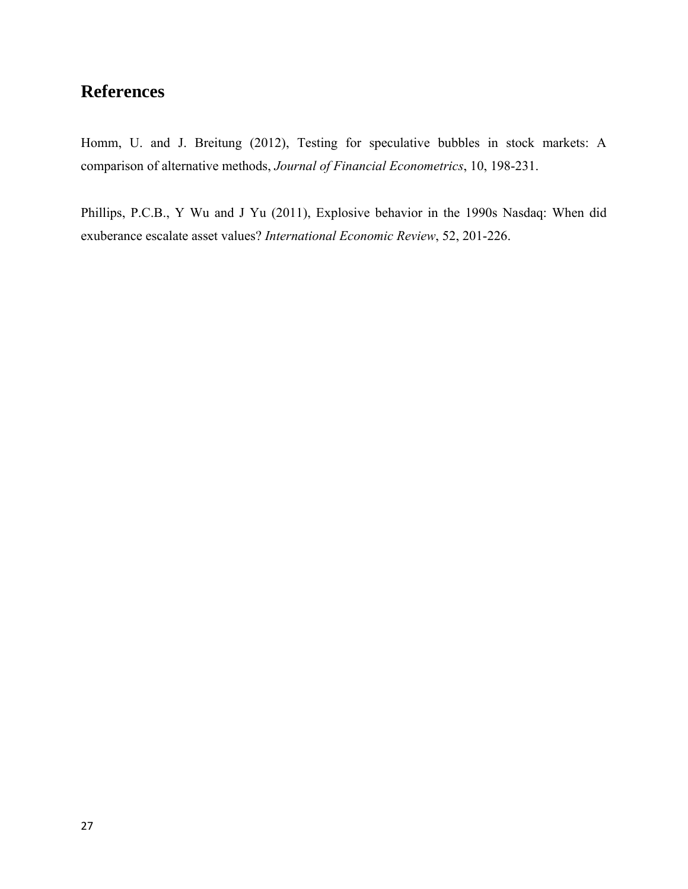## References

Homm, U. and J. Breitung (2012), Testing for speculative bubbles in stock markets: A comparison of alternative methods, *Journal of Financial Econometrics*, 10, 198-231.

Phillips, P.C.B., Y Wu and J Yu (2011), Explosive behavior in the 1990s Nasdaq: When did exuberance escalate asset values? *International Economic Review*, 52, 201-226.